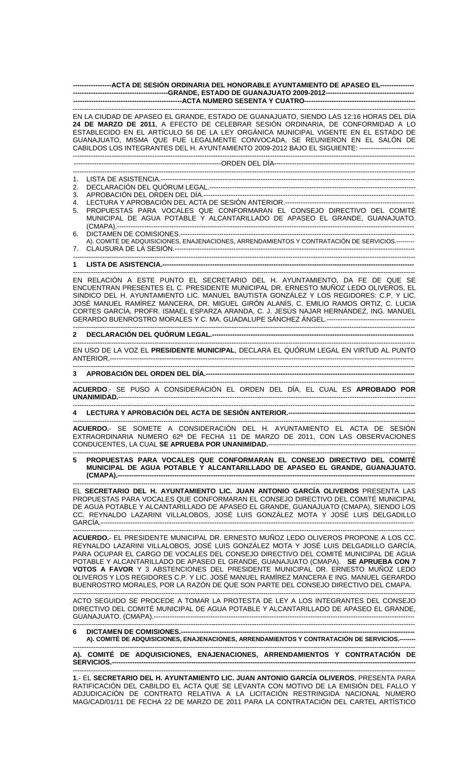**ACTA DE SESIÓN ORDINARIA DEL HONORABLE AYUNTAMIENTO DE APASEO EL GRANDE, ESTADO DE GUANAJUATO 2009-2012**

**ACTA NUMERO SESENTA Y CUATRO**

EN LA CIUDAD DE APASEO EL GRANDE, ESTADO DE GUANAJUATO, SIENDO LAS 12:16 HORAS DEL DÍA **24 DE MARZO DE 2011**, A EFECTO DE CELEBRAR SESIÓN ORDINARIA, DE CONFORMIDAD A LO ESTABLECIDO EN EL ARTÍCULO 56 DE LA LEY ORGÁNICA MUNICIPAL VIGENTE EN EL ESTADO DE GUANAJUATO, MISMA QUE FUE LEGALMENTE CONVOCADA, SE REUNIERON EN EL SALÓN DE CABILDOS LOS INTEGRANTES DEL H. AYUNTAMIENTO 2009-2012 BAJO EL SIGUIENTE:

ORDEN DEL DÍA

1. LISTA DE ASISTENCIA.
2. DECLARACIÓN DEL QUÓRUM LEGAL.
3. APROBACIÓN DEL ORDEN DEL DÍA.
4. LECTURA Y APROBACIÓN DEL ACTA DE SESIÓN ANTERIOR.
5. PROPUESTAS PARA VOCALES QUE CONFORMARAN EL CONSEJO DIRECTIVO DEL COMITÉ MUNICIPAL DE AGUA POTABLE Y ALCANTARILLADO DE APASEO EL GRANDE, GUANAJUATO. (CMAPA).
6. DICTAMEN DE COMISIONES.
   A). COMITÉ DE ADQUISICIONES, ENAJENACIONES, ARRENDAMIENTOS Y CONTRATACIÓN DE SERVICIOS.
7. CLAUSURA DE LA SESIÓN.

**1 LISTA DE ASISTENCIA.**

EN RELACIÓN A ESTE PUNTO EL SECRETARIO DEL H. AYUNTAMIENTO, DA FE DE QUE SE ENCUENTRAN PRESENTES EL C. PRESIDENTE MUNICIPAL DR. ERNESTO MUÑOZ LEDO OLIVEROS, EL SINDICO DEL H. AYUNTAMIENTO LIC. MANUEL BAUTISTA GONZÁLEZ Y LOS REGIDORES: C.P. Y LIC. JOSÉ MANUEL RAMÍREZ MANCERA, DR. MIGUEL GIRÓN ALANÍS, C. EMILIO RAMOS ORTIZ, C. LUCIA CORTES GARCÍA, PROFR. ISMAEL ESPARZA ARANDA, C. J. JESÚS NAJAR HERNÁNDEZ, ING. MANUEL GERARDO BUENROSTRO MORALES Y C. MA. GUADALUPE SÁNCHEZ ÁNGEL.

**2 DECLARACIÓN DEL QUÓRUM LEGAL.**

EN USO DE LA VOZ EL **PRESIDENTE MUNICIPAL**, DECLARA EL QUÓRUM LEGAL EN VIRTUD AL PUNTO ANTERIOR.

**3 APROBACIÓN DEL ORDEN DEL DÍA.**

**ACUERDO**.- SE PUSO A CONSIDERACIÓN EL ORDEN DEL DÍA, EL CUAL ES **APROBADO POR UNANIMIDAD.**

**4 LECTURA Y APROBACIÓN DEL ACTA DE SESIÓN ANTERIOR.**

**ACUERDO.**- SE SOMETE A CONSIDERACIÓN DEL H. AYUNTAMIENTO EL ACTA DE SESIÓN EXTRAORDINARIA NUMERO 62ª DE FECHA 11 DE MARZO DE 2011, CON LAS OBSERVACIONES CONDUCENTES, LA CUAL **SE APRUEBA POR UNANIMIDAD.**

**5 PROPUESTAS PARA VOCALES QUE CONFORMARAN EL CONSEJO DIRECTIVO DEL COMITÉ MUNICIPAL DE AGUA POTABLE Y ALCANTARILLADO DE APASEO EL GRANDE, GUANAJUATO. (CMAPA).**

EL **SECRETARIO DEL H. AYUNTAMIENTO LIC. JUAN ANTONIO GARCÍA OLIVEROS** PRESENTA LAS PROPUESTAS PARA VOCALES QUE CONFORMARAN EL CONSEJO DIRECTIVO DEL COMITÉ MUNICIPAL DE AGUA POTABLE Y ALCANTARILLADO DE APASEO EL GRANDE, GUANAJUATO (CMAPA), SIENDO LOS CC. REYNALDO LAZARINI VILLALOBOS, JOSÉ LUIS GONZÁLEZ MOTA Y JOSÉ LUIS DELGADILLO GARCÍA.

**ACUERDO.**- EL PRESIDENTE MUNICIPAL DR. ERNESTO MUÑOZ LEDO OLIVEROS PROPONE A LOS CC. REYNALDO LAZARINI VILLALOBOS, JOSÉ LUIS GONZÁLEZ MOTA Y JOSÉ LUIS DELGADILLO GARCÍA, PARA OCUPAR EL CARGO DE VOCALES DEL CONSEJO DIRECTIVO DEL COMITÉ MUNICIPAL DE AGUA POTABLE Y ALCANTARILLADO DE APASEO EL GRANDE, GUANAJUATO (CMAPA). **SE APRUEBA CON 7 VOTOS A FAVOR** Y 3 ABSTENCIONES DEL PRESIDENTE MUNICIPAL DR. ERNESTO MUÑOZ LEDO OLIVEROS Y LOS REGIDORES C.P. Y LIC. JOSÉ MANUEL RAMÍREZ MANCERA E ING. MANUEL GERARDO BUENROSTRO MORALES, POR LA RAZÓN DE QUE SON PARTE DEL CONSEJO DIRECTIVO DEL CMAPA.

ACTO SEGUIDO SE PROCEDE A TOMAR LA PROTESTA DE LEY A LOS INTEGRANTES DEL CONSEJO DIRECTIVO DEL COMITÉ MUNICIPAL DE AGUA POTABLE Y ALCANTARILLADO DE APASEO EL GRANDE, GUANAJUATO. (CMAPA).

**6 DICTAMEN DE COMISIONES.**
**A). COMITÉ DE ADQUISICIONES, ENAJENACIONES, ARRENDAMIENTOS Y CONTRATACIÓN DE SERVICIOS.**

**A). COMITÉ DE ADQUISICIONES, ENAJENACIONES, ARRENDAMIENTOS Y CONTRATACIÓN DE SERVICIOS.**

**1**.- EL **SECRETARIO DEL H. AYUNTAMIENTO LIC. JUAN ANTONIO GARCÍA OLIVEROS**, PRESENTA PARA RATIFICACIÓN DEL CABILDO EL ACTA QUE SE LEVANTA CON MOTIVO DE LA EMISIÓN DEL FALLO Y ADJUDICACIÓN DE CONTRATO RELATIVA A LA LICITACIÓN RESTRINGIDA NACIONAL NUMERO MAG/CAD/01/11 DE FECHA 22 DE MARZO DE 2011 PARA LA CONTRATACIÓN DEL CARTEL ARTÍSTICO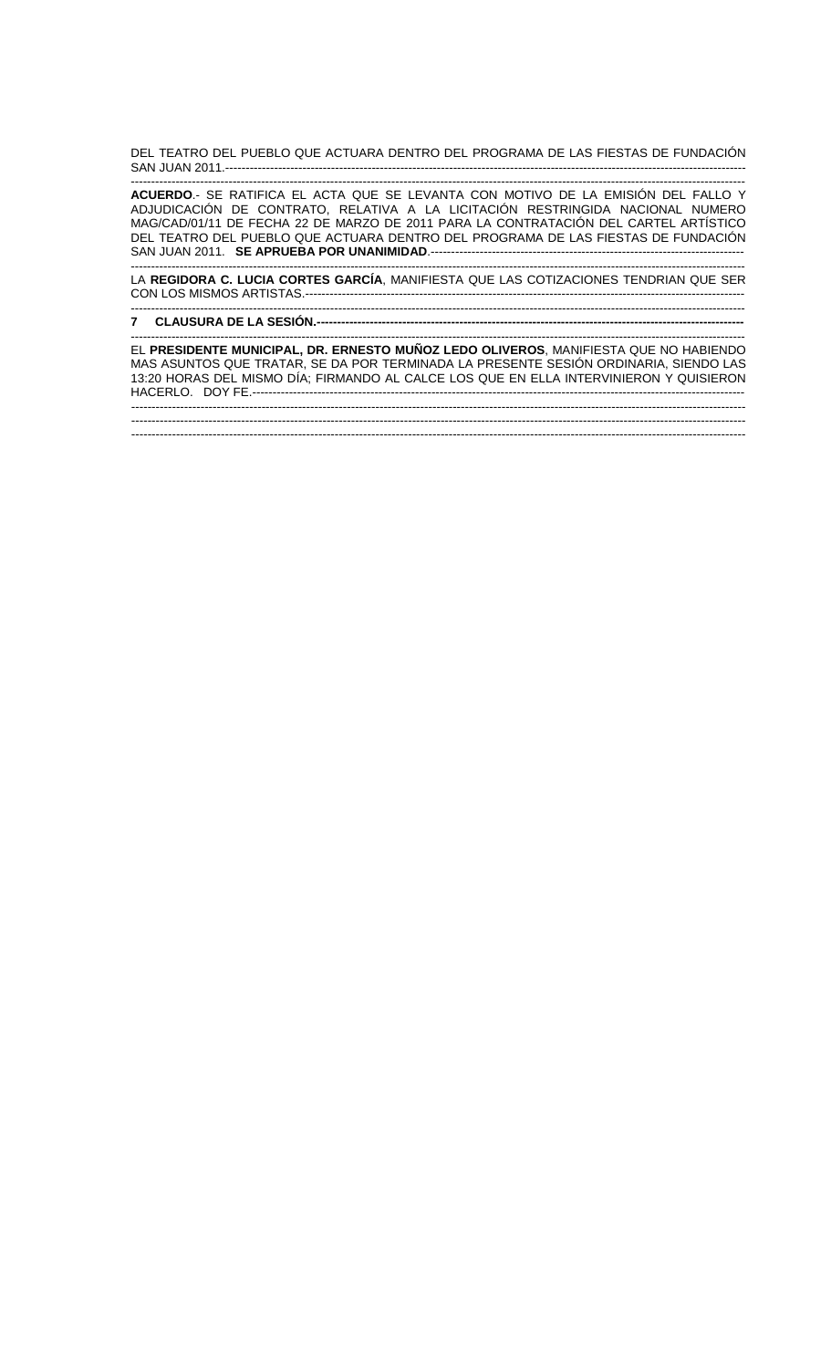DEL TEATRO DEL PUEBLO QUE ACTUARA DENTRO DEL PROGRAMA DE LAS FIESTAS DE FUNDACIÓN SAN JUAN 2011.-----------------------------------------------------------------------------------------------------------------------

-----------------------------------------------------------------------------------------------------------------------------------------------

**ACUERDO**.- SE RATIFICA EL ACTA QUE SE LEVANTA CON MOTIVO DE LA EMISIÓN DEL FALLO Y ADJUDICACIÓN DE CONTRATO, RELATIVA A LA LICITACIÓN RESTRINGIDA NACIONAL NUMERO MAG/CAD/01/11 DE FECHA 22 DE MARZO DE 2011 PARA LA CONTRATACIÓN DEL CARTEL ARTÍSTICO DEL TEATRO DEL PUEBLO QUE ACTUARA DENTRO DEL PROGRAMA DE LAS FIESTAS DE FUNDACIÓN SAN JUAN 2011. **SE APRUEBA POR UNANIMIDAD**.-----------------------------------------------------------------------

-----------------------------------------------------------------------------------------------------------------------------------------------

LA **REGIDORA C. LUCIA CORTES GARCÍA**, MANIFIESTA QUE LAS COTIZACIONES TENDRIAN QUE SER CON LOS MISMOS ARTISTAS.-------------------------------------------------------------------------------------------------------------

-----------------------------------------------------------------------------------------------------------------------------------------------

**7 CLAUSURA DE LA SESIÓN.-----------------------------------------------------------------------------------------------------------**

-----------------------------------------------------------------------------------------------------------------------------------------------

EL **PRESIDENTE MUNICIPAL, DR. ERNESTO MUÑOZ LEDO OLIVEROS**, MANIFIESTA QUE NO HABIENDO MAS ASUNTOS QUE TRATAR, SE DA POR TERMINADA LA PRESENTE SESIÓN ORDINARIA, SIENDO LAS 13:20 HORAS DEL MISMO DÍA; FIRMANDO AL CALCE LOS QUE EN ELLA INTERVINIERON Y QUISIERON HACERLO. DOY FE.------------------------------------------------------------------------------------------------------------------------

-----------------------------------------------------------------------------------------------------------------------------------------------

-----------------------------------------------------------------------------------------------------------------------------------------------

-----------------------------------------------------------------------------------------------------------------------------------------------